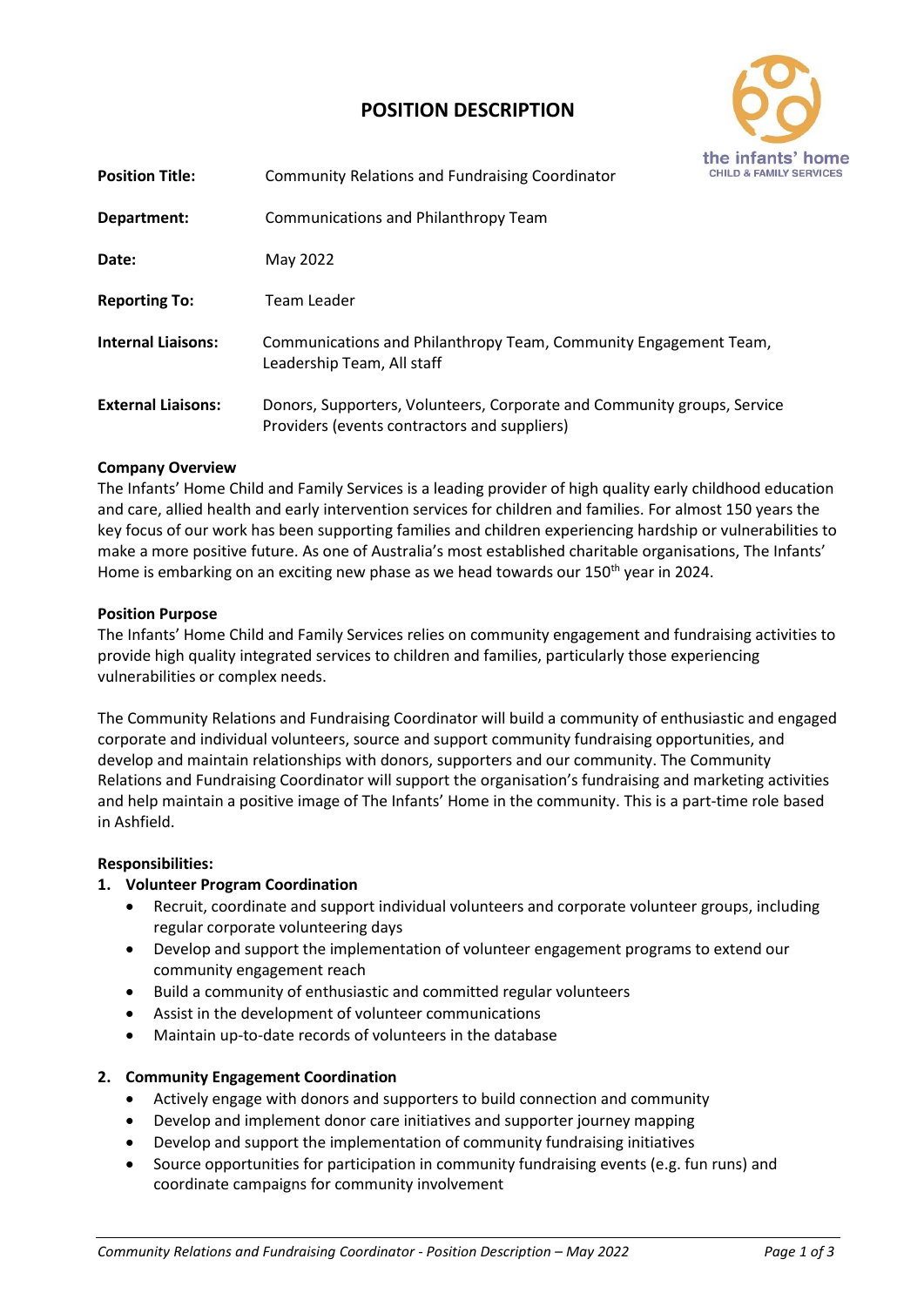# POSITION DESCRIPTION

the infants' home
CHILD & FAMILY SERVICES

| | |
|---|---|
| **Position Title:** | Community Relations and Fundraising Coordinator |
| **Department:** | Communications and Philanthropy Team |
| **Date:** | May 2022 |
| **Reporting To:** | Team Leader |
| **Internal Liaisons:** | Communications and Philanthropy Team, Community Engagement Team, Leadership Team, All staff |
| **External Liaisons:** | Donors, Supporters, Volunteers, Corporate and Community groups, Service Providers (events contractors and suppliers) |

**Company Overview**

The Infants' Home Child and Family Services is a leading provider of high quality early childhood education and care, allied health and early intervention services for children and families. For almost 150 years the key focus of our work has been supporting families and children experiencing hardship or vulnerabilities to make a more positive future. As one of Australia's most established charitable organisations, The Infants' Home is embarking on an exciting new phase as we head towards our 150th year in 2024.

**Position Purpose**

The Infants' Home Child and Family Services relies on community engagement and fundraising activities to provide high quality integrated services to children and families, particularly those experiencing vulnerabilities or complex needs.

The Community Relations and Fundraising Coordinator will build a community of enthusiastic and engaged corporate and individual volunteers, source and support community fundraising opportunities, and develop and maintain relationships with donors, supporters and our community. The Community Relations and Fundraising Coordinator will support the organisation's fundraising and marketing activities and help maintain a positive image of The Infants' Home in the community. This is a part-time role based in Ashfield.

**Responsibilities:**

1. **Volunteer Program Coordination**
   - Recruit, coordinate and support individual volunteers and corporate volunteer groups, including regular corporate volunteering days
   - Develop and support the implementation of volunteer engagement programs to extend our community engagement reach
   - Build a community of enthusiastic and committed regular volunteers
   - Assist in the development of volunteer communications
   - Maintain up-to-date records of volunteers in the database

2. **Community Engagement Coordination**
   - Actively engage with donors and supporters to build connection and community
   - Develop and implement donor care initiatives and supporter journey mapping
   - Develop and support the implementation of community fundraising initiatives
   - Source opportunities for participation in community fundraising events (e.g. fun runs) and coordinate campaigns for community involvement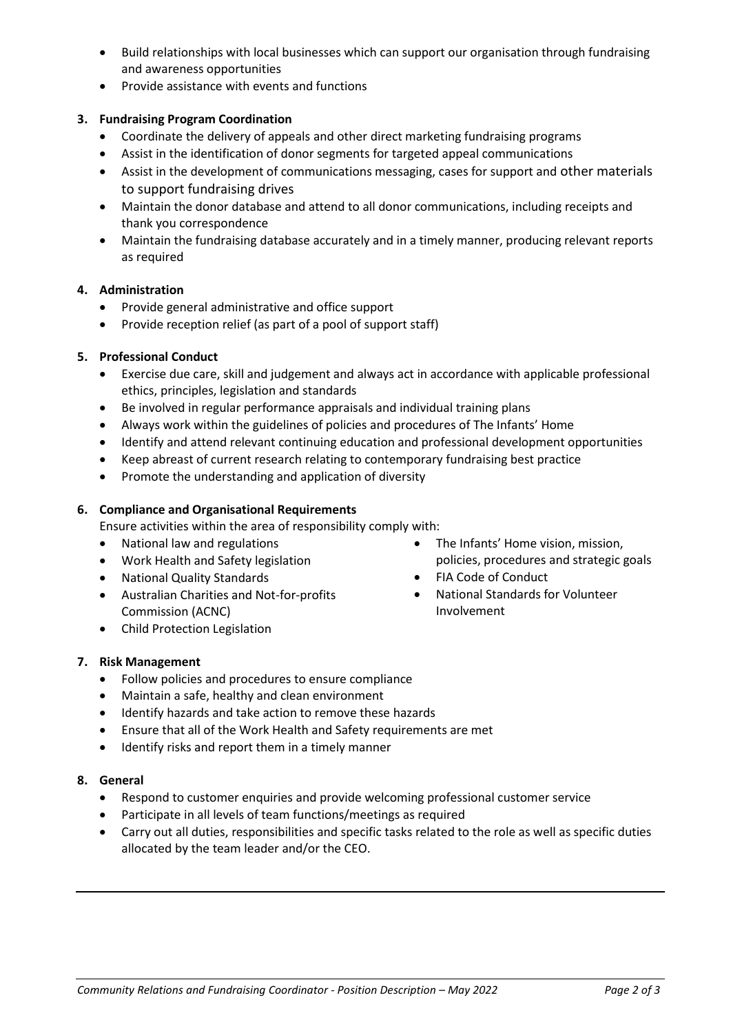- Build relationships with local businesses which can support our organisation through fundraising and awareness opportunities
- Provide assistance with events and functions

**3. Fundraising Program Coordination**

- Coordinate the delivery of appeals and other direct marketing fundraising programs
- Assist in the identification of donor segments for targeted appeal communications
- Assist in the development of communications messaging, cases for support and other materials to support fundraising drives
- Maintain the donor database and attend to all donor communications, including receipts and thank you correspondence
- Maintain the fundraising database accurately and in a timely manner, producing relevant reports as required

**4. Administration**

- Provide general administrative and office support
- Provide reception relief (as part of a pool of support staff)

**5. Professional Conduct**

- Exercise due care, skill and judgement and always act in accordance with applicable professional ethics, principles, legislation and standards
- Be involved in regular performance appraisals and individual training plans
- Always work within the guidelines of policies and procedures of The Infants' Home
- Identify and attend relevant continuing education and professional development opportunities
- Keep abreast of current research relating to contemporary fundraising best practice
- Promote the understanding and application of diversity

**6. Compliance and Organisational Requirements**

Ensure activities within the area of responsibility comply with:

- National law and regulations
- Work Health and Safety legislation
- National Quality Standards
- Australian Charities and Not-for-profits Commission (ACNC)
- Child Protection Legislation
- The Infants' Home vision, mission, policies, procedures and strategic goals
- FIA Code of Conduct
- National Standards for Volunteer Involvement

**7. Risk Management**

- Follow policies and procedures to ensure compliance
- Maintain a safe, healthy and clean environment
- Identify hazards and take action to remove these hazards
- Ensure that all of the Work Health and Safety requirements are met
- Identify risks and report them in a timely manner

**8. General**

- Respond to customer enquiries and provide welcoming professional customer service
- Participate in all levels of team functions/meetings as required
- Carry out all duties, responsibilities and specific tasks related to the role as well as specific duties allocated by the team leader and/or the CEO.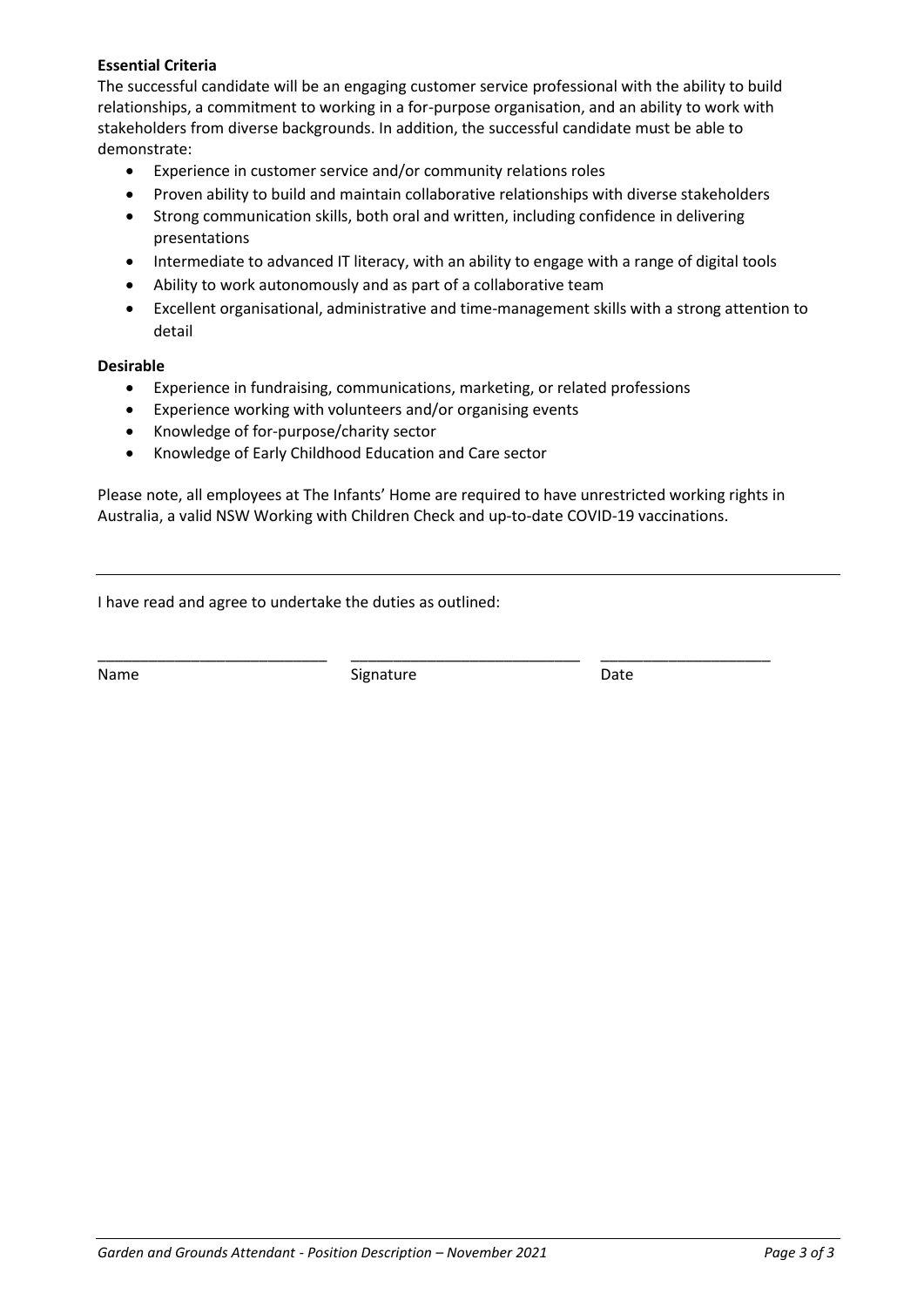**Essential Criteria**

The successful candidate will be an engaging customer service professional with the ability to build relationships, a commitment to working in a for-purpose organisation, and an ability to work with stakeholders from diverse backgrounds. In addition, the successful candidate must be able to demonstrate:

- Experience in customer service and/or community relations roles
- Proven ability to build and maintain collaborative relationships with diverse stakeholders
- Strong communication skills, both oral and written, including confidence in delivering presentations
- Intermediate to advanced IT literacy, with an ability to engage with a range of digital tools
- Ability to work autonomously and as part of a collaborative team
- Excellent organisational, administrative and time-management skills with a strong attention to detail

**Desirable**

- Experience in fundraising, communications, marketing, or related professions
- Experience working with volunteers and/or organising events
- Knowledge of for-purpose/charity sector
- Knowledge of Early Childhood Education and Care sector

Please note, all employees at The Infants' Home are required to have unrestricted working rights in Australia, a valid NSW Working with Children Check and up-to-date COVID-19 vaccinations.

---

I have read and agree to undertake the duties as outlined:

___________________________ ___________________________ ____________________

Name Signature Date